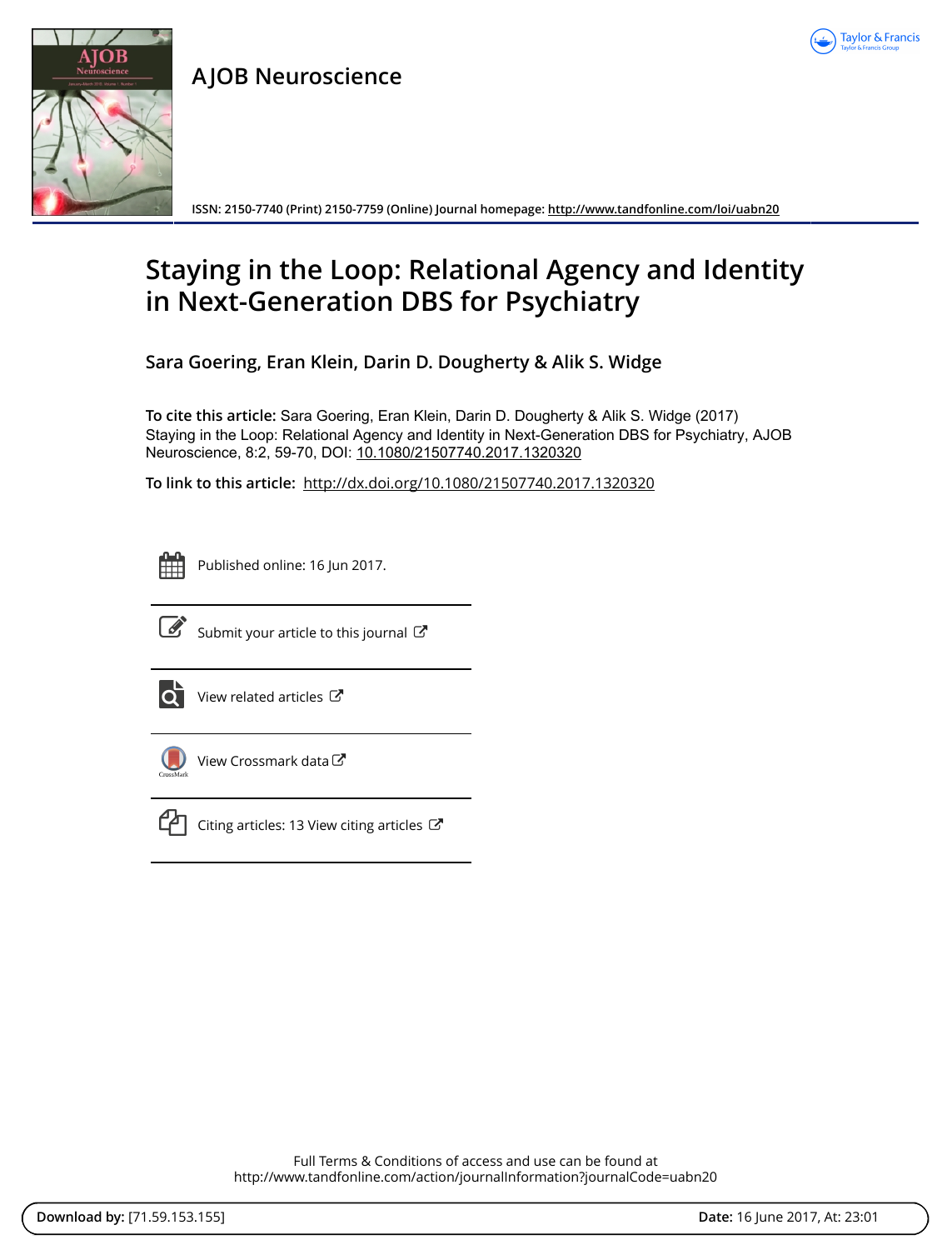AJOB Neuroscience

ISSN: 2150-7740 (Print) 2150-7759 (Online) Journal homepage: http://www.tandfonline.com/loi/uabn20

# Staying in the Loop: Relational Agency and Identity in Next-Generation DBS for Psychiatry

**Sara Goering, Eran Klein, Darin D. Dougherty & Alik S. Widge**

**To cite this article:** Sara Goering, Eran Klein, Darin D. Dougherty & Alik S. Widge (2017) Staying in the Loop: Relational Agency and Identity in Next-Generation DBS for Psychiatry, AJOB Neuroscience, 8:2, 59-70, DOI: 10.1080/21507740.2017.1320320

**To link to this article:** http://dx.doi.org/10.1080/21507740.2017.1320320

Published online: 16 Jun 2017.

Submit your article to this journal

View related articles

View Crossmark data

Citing articles: 13 View citing articles

Full Terms & Conditions of access and use can be found at
http://www.tandfonline.com/action/journalInformation?journalCode=uabn20

**Download by:** [71.59.153.155] **Date:** 16 June 2017, At: 23:01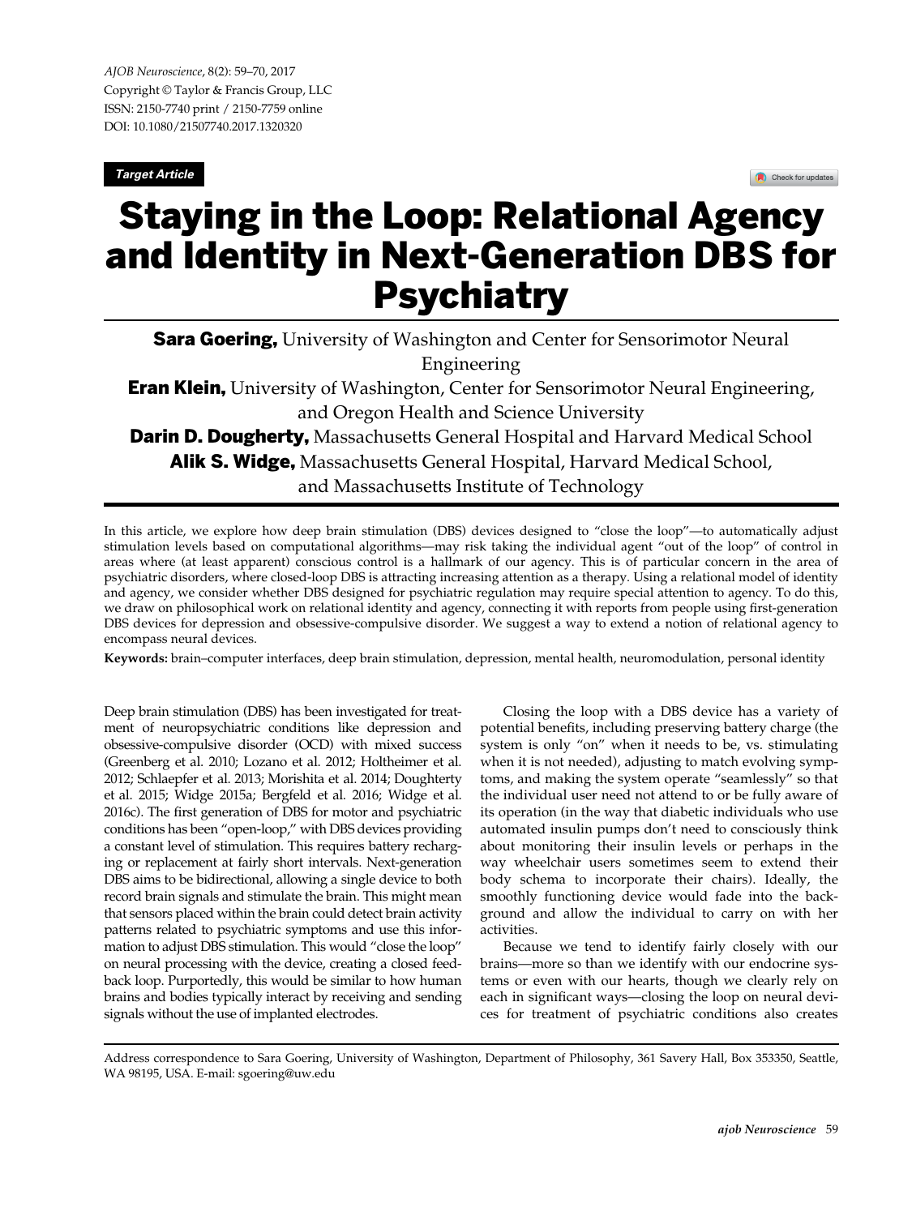*AJOB Neuroscience*, 8(2): 59–70, 2017
Copyright © Taylor & Francis Group, LLC
ISSN: 2150-7740 print / 2150-7759 online
DOI: 10.1080/21507740.2017.1320320

***Target Article***

# Staying in the Loop: Relational Agency and Identity in Next-Generation DBS for Psychiatry

**Sara Goering,** University of Washington and Center for Sensorimotor Neural Engineering

**Eran Klein,** University of Washington, Center for Sensorimotor Neural Engineering, and Oregon Health and Science University

**Darin D. Dougherty,** Massachusetts General Hospital and Harvard Medical School

**Alik S. Widge,** Massachusetts General Hospital, Harvard Medical School, and Massachusetts Institute of Technology

In this article, we explore how deep brain stimulation (DBS) devices designed to "close the loop"—to automatically adjust stimulation levels based on computational algorithms—may risk taking the individual agent "out of the loop" of control in areas where (at least apparent) conscious control is a hallmark of our agency. This is of particular concern in the area of psychiatric disorders, where closed-loop DBS is attracting increasing attention as a therapy. Using a relational model of identity and agency, we consider whether DBS designed for psychiatric regulation may require special attention to agency. To do this, we draw on philosophical work on relational identity and agency, connecting it with reports from people using first-generation DBS devices for depression and obsessive-compulsive disorder. We suggest a way to extend a notion of relational agency to encompass neural devices.

**Keywords:** brain–computer interfaces, deep brain stimulation, depression, mental health, neuromodulation, personal identity

Deep brain stimulation (DBS) has been investigated for treatment of neuropsychiatric conditions like depression and obsessive-compulsive disorder (OCD) with mixed success (Greenberg et al. 2010; Lozano et al. 2012; Holtheimer et al. 2012; Schlaepfer et al. 2013; Morishita et al. 2014; Dougherty et al. 2015; Widge 2015a; Bergfeld et al. 2016; Widge et al. 2016c). The first generation of DBS for motor and psychiatric conditions has been "open-loop," with DBS devices providing a constant level of stimulation. This requires battery recharging or replacement at fairly short intervals. Next-generation DBS aims to be bidirectional, allowing a single device to both record brain signals and stimulate the brain. This might mean that sensors placed within the brain could detect brain activity patterns related to psychiatric symptoms and use this information to adjust DBS stimulation. This would "close the loop" on neural processing with the device, creating a closed feedback loop. Purportedly, this would be similar to how human brains and bodies typically interact by receiving and sending signals without the use of implanted electrodes.

Closing the loop with a DBS device has a variety of potential benefits, including preserving battery charge (the system is only "on" when it needs to be, vs. stimulating when it is not needed), adjusting to match evolving symptoms, and making the system operate "seamlessly" so that the individual user need not attend to or be fully aware of its operation (in the way that diabetic individuals who use automated insulin pumps don't need to consciously think about monitoring their insulin levels or perhaps in the way wheelchair users sometimes seem to extend their body schema to incorporate their chairs). Ideally, the smoothly functioning device would fade into the background and allow the individual to carry on with her activities.

Because we tend to identify fairly closely with our brains—more so than we identify with our endocrine systems or even with our hearts, though we clearly rely on each in significant ways—closing the loop on neural devices for treatment of psychiatric conditions also creates

Address correspondence to Sara Goering, University of Washington, Department of Philosophy, 361 Savery Hall, Box 353350, Seattle, WA 98195, USA. E-mail: sgoering@uw.edu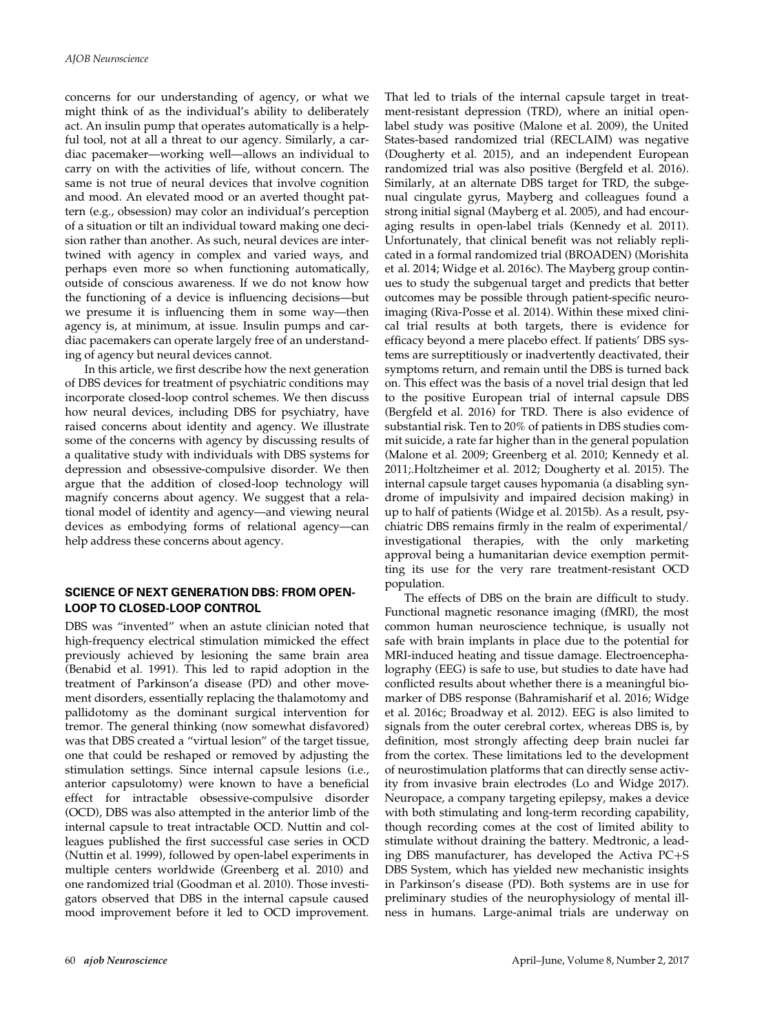concerns for our understanding of agency, or what we might think of as the individual's ability to deliberately act. An insulin pump that operates automatically is a helpful tool, not at all a threat to our agency. Similarly, a cardiac pacemaker—working well—allows an individual to carry on with the activities of life, without concern. The same is not true of neural devices that involve cognition and mood. An elevated mood or an averted thought pattern (e.g., obsession) may color an individual's perception of a situation or tilt an individual toward making one decision rather than another. As such, neural devices are intertwined with agency in complex and varied ways, and perhaps even more so when functioning automatically, outside of conscious awareness. If we do not know how the functioning of a device is influencing decisions—but we presume it is influencing them in some way—then agency is, at minimum, at issue. Insulin pumps and cardiac pacemakers can operate largely free of an understanding of agency but neural devices cannot.

In this article, we first describe how the next generation of DBS devices for treatment of psychiatric conditions may incorporate closed-loop control schemes. We then discuss how neural devices, including DBS for psychiatry, have raised concerns about identity and agency. We illustrate some of the concerns with agency by discussing results of a qualitative study with individuals with DBS systems for depression and obsessive-compulsive disorder. We then argue that the addition of closed-loop technology will magnify concerns about agency. We suggest that a relational model of identity and agency—and viewing neural devices as embodying forms of relational agency—can help address these concerns about agency.

## SCIENCE OF NEXT GENERATION DBS: FROM OPEN-LOOP TO CLOSED-LOOP CONTROL

DBS was "invented" when an astute clinician noted that high-frequency electrical stimulation mimicked the effect previously achieved by lesioning the same brain area (Benabid et al. 1991). This led to rapid adoption in the treatment of Parkinson'a disease (PD) and other movement disorders, essentially replacing the thalamotomy and pallidotomy as the dominant surgical intervention for tremor. The general thinking (now somewhat disfavored) was that DBS created a "virtual lesion" of the target tissue, one that could be reshaped or removed by adjusting the stimulation settings. Since internal capsule lesions (i.e., anterior capsulotomy) were known to have a beneficial effect for intractable obsessive-compulsive disorder (OCD), DBS was also attempted in the anterior limb of the internal capsule to treat intractable OCD. Nuttin and colleagues published the first successful case series in OCD (Nuttin et al. 1999), followed by open-label experiments in multiple centers worldwide (Greenberg et al. 2010) and one randomized trial (Goodman et al. 2010). Those investigators observed that DBS in the internal capsule caused mood improvement before it led to OCD improvement. That led to trials of the internal capsule target in treatment-resistant depression (TRD), where an initial open-label study was positive (Malone et al. 2009), the United States-based randomized trial (RECLAIM) was negative (Dougherty et al. 2015), and an independent European randomized trial was also positive (Bergfeld et al. 2016). Similarly, at an alternate DBS target for TRD, the subgenual cingulate gyrus, Mayberg and colleagues found a strong initial signal (Mayberg et al. 2005), and had encouraging results in open-label trials (Kennedy et al. 2011). Unfortunately, that clinical benefit was not reliably replicated in a formal randomized trial (BROADEN) (Morishita et al. 2014; Widge et al. 2016c). The Mayberg group continues to study the subgenual target and predicts that better outcomes may be possible through patient-specific neuroimaging (Riva-Posse et al. 2014). Within these mixed clinical trial results at both targets, there is evidence for efficacy beyond a mere placebo effect. If patients' DBS systems are surreptitiously or inadvertently deactivated, their symptoms return, and remain until the DBS is turned back on. This effect was the basis of a novel trial design that led to the positive European trial of internal capsule DBS (Bergfeld et al. 2016) for TRD. There is also evidence of substantial risk. Ten to 20% of patients in DBS studies commit suicide, a rate far higher than in the general population (Malone et al. 2009; Greenberg et al. 2010; Kennedy et al. 2011;.Holtzheimer et al. 2012; Dougherty et al. 2015). The internal capsule target causes hypomania (a disabling syndrome of impulsivity and impaired decision making) in up to half of patients (Widge et al. 2015b). As a result, psychiatric DBS remains firmly in the realm of experimental/investigational therapies, with the only marketing approval being a humanitarian device exemption permitting its use for the very rare treatment-resistant OCD population.

The effects of DBS on the brain are difficult to study. Functional magnetic resonance imaging (fMRI), the most common human neuroscience technique, is usually not safe with brain implants in place due to the potential for MRI-induced heating and tissue damage. Electroencephalography (EEG) is safe to use, but studies to date have had conflicted results about whether there is a meaningful biomarker of DBS response (Bahramisharif et al. 2016; Widge et al. 2016c; Broadway et al. 2012). EEG is also limited to signals from the outer cerebral cortex, whereas DBS is, by definition, most strongly affecting deep brain nuclei far from the cortex. These limitations led to the development of neurostimulation platforms that can directly sense activity from invasive brain electrodes (Lo and Widge 2017). Neuropace, a company targeting epilepsy, makes a device with both stimulating and long-term recording capability, though recording comes at the cost of limited ability to stimulate without draining the battery. Medtronic, a leading DBS manufacturer, has developed the Activa PC+S DBS System, which has yielded new mechanistic insights in Parkinson's disease (PD). Both systems are in use for preliminary studies of the neurophysiology of mental illness in humans. Large-animal trials are underway on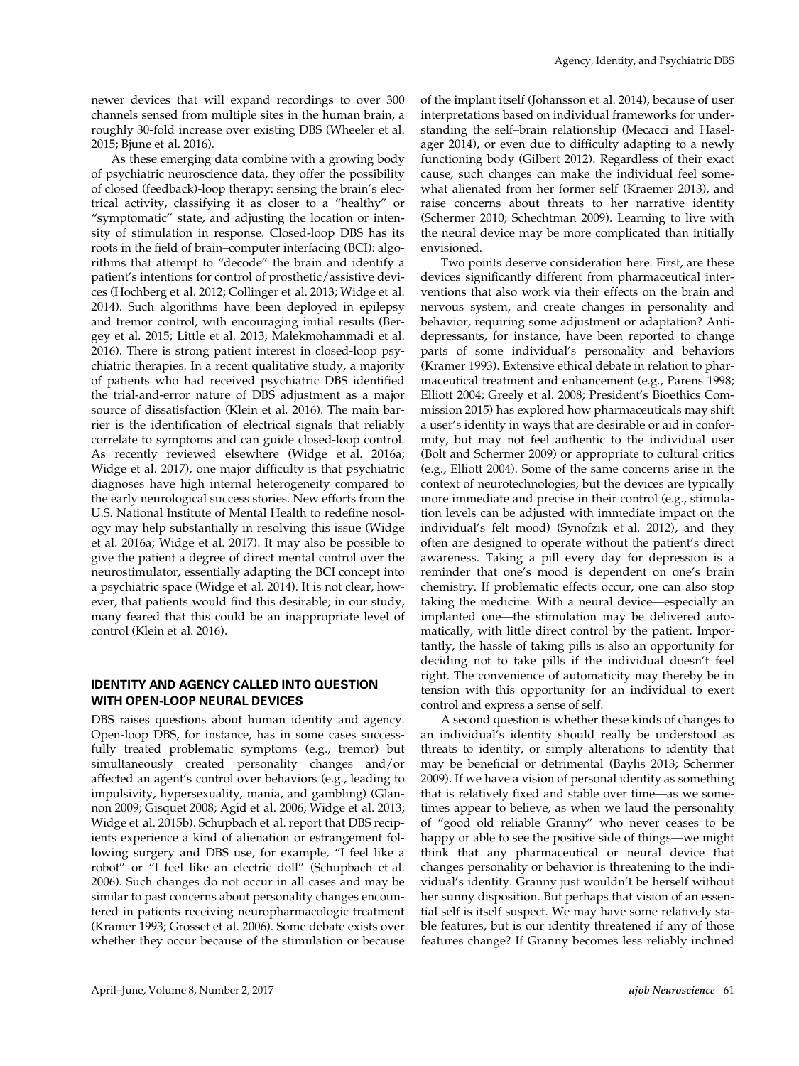newer devices that will expand recordings to over 300 channels sensed from multiple sites in the human brain, a roughly 30-fold increase over existing DBS (Wheeler et al. 2015; Bjune et al. 2016).

As these emerging data combine with a growing body of psychiatric neuroscience data, they offer the possibility of closed (feedback)-loop therapy: sensing the brain's electrical activity, classifying it as closer to a "healthy" or "symptomatic" state, and adjusting the location or intensity of stimulation in response. Closed-loop DBS has its roots in the field of brain–computer interfacing (BCI): algorithms that attempt to "decode" the brain and identify a patient's intentions for control of prosthetic/assistive devices (Hochberg et al. 2012; Collinger et al. 2013; Widge et al. 2014). Such algorithms have been deployed in epilepsy and tremor control, with encouraging initial results (Bergey et al. 2015; Little et al. 2013; Malekmohammadi et al. 2016). There is strong patient interest in closed-loop psychiatric therapies. In a recent qualitative study, a majority of patients who had received psychiatric DBS identified the trial-and-error nature of DBS adjustment as a major source of dissatisfaction (Klein et al. 2016). The main barrier is the identification of electrical signals that reliably correlate to symptoms and can guide closed-loop control. As recently reviewed elsewhere (Widge et al. 2016a; Widge et al. 2017), one major difficulty is that psychiatric diagnoses have high internal heterogeneity compared to the early neurological success stories. New efforts from the U.S. National Institute of Mental Health to redefine nosology may help substantially in resolving this issue (Widge et al. 2016a; Widge et al. 2017). It may also be possible to give the patient a degree of direct mental control over the neurostimulator, essentially adapting the BCI concept into a psychiatric space (Widge et al. 2014). It is not clear, however, that patients would find this desirable; in our study, many feared that this could be an inappropriate level of control (Klein et al. 2016).

## IDENTITY AND AGENCY CALLED INTO QUESTION WITH OPEN-LOOP NEURAL DEVICES

DBS raises questions about human identity and agency. Open-loop DBS, for instance, has in some cases successfully treated problematic symptoms (e.g., tremor) but simultaneously created personality changes and/or affected an agent's control over behaviors (e.g., leading to impulsivity, hypersexuality, mania, and gambling) (Glannon 2009; Gisquet 2008; Agid et al. 2006; Widge et al. 2013; Widge et al. 2015b). Schupbach et al. report that DBS recipients experience a kind of alienation or estrangement following surgery and DBS use, for example, "I feel like a robot" or "I feel like an electric doll" (Schupbach et al. 2006). Such changes do not occur in all cases and may be similar to past concerns about personality changes encountered in patients receiving neuropharmacologic treatment (Kramer 1993; Grosset et al. 2006). Some debate exists over whether they occur because of the stimulation or because of the implant itself (Johansson et al. 2014), because of user interpretations based on individual frameworks for understanding the self–brain relationship (Mecacci and Haselager 2014), or even due to difficulty adapting to a newly functioning body (Gilbert 2012). Regardless of their exact cause, such changes can make the individual feel somewhat alienated from her former self (Kraemer 2013), and raise concerns about threats to her narrative identity (Schermer 2010; Schechtman 2009). Learning to live with the neural device may be more complicated than initially envisioned.

Two points deserve consideration here. First, are these devices significantly different from pharmaceutical interventions that also work via their effects on the brain and nervous system, and create changes in personality and behavior, requiring some adjustment or adaptation? Antidepressants, for instance, have been reported to change parts of some individual's personality and behaviors (Kramer 1993). Extensive ethical debate in relation to pharmaceutical treatment and enhancement (e.g., Parens 1998; Elliott 2004; Greely et al. 2008; President's Bioethics Commission 2015) has explored how pharmaceuticals may shift a user's identity in ways that are desirable or aid in conformity, but may not feel authentic to the individual user (Bolt and Schermer 2009) or appropriate to cultural critics (e.g., Elliott 2004). Some of the same concerns arise in the context of neurotechnologies, but the devices are typically more immediate and precise in their control (e.g., stimulation levels can be adjusted with immediate impact on the individual's felt mood) (Synofzik et al. 2012), and they often are designed to operate without the patient's direct awareness. Taking a pill every day for depression is a reminder that one's mood is dependent on one's brain chemistry. If problematic effects occur, one can also stop taking the medicine. With a neural device—especially an implanted one—the stimulation may be delivered automatically, with little direct control by the patient. Importantly, the hassle of taking pills is also an opportunity for deciding not to take pills if the individual doesn't feel right. The convenience of automaticity may thereby be in tension with this opportunity for an individual to exert control and express a sense of self.

A second question is whether these kinds of changes to an individual's identity should really be understood as threats to identity, or simply alterations to identity that may be beneficial or detrimental (Baylis 2013; Schermer 2009). If we have a vision of personal identity as something that is relatively fixed and stable over time—as we sometimes appear to believe, as when we laud the personality of "good old reliable Granny" who never ceases to be happy or able to see the positive side of things—we might think that any pharmaceutical or neural device that changes personality or behavior is threatening to the individual's identity. Granny just wouldn't be herself without her sunny disposition. But perhaps that vision of an essential self is itself suspect. We may have some relatively stable features, but is our identity threatened if any of those features change? If Granny becomes less reliably inclined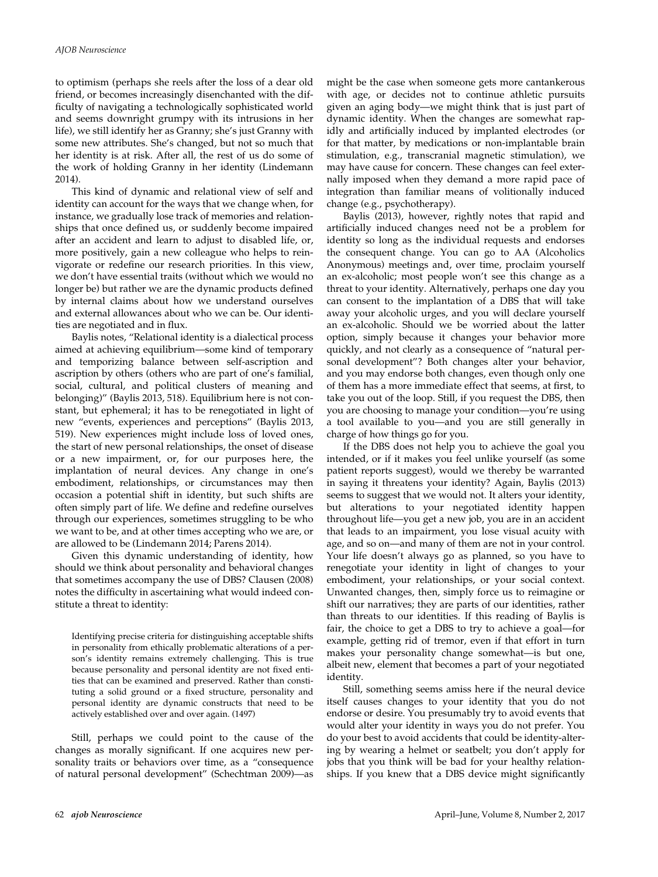to optimism (perhaps she reels after the loss of a dear old friend, or becomes increasingly disenchanted with the difficulty of navigating a technologically sophisticated world and seems downright grumpy with its intrusions in her life), we still identify her as Granny; she's just Granny with some new attributes. She's changed, but not so much that her identity is at risk. After all, the rest of us do some of the work of holding Granny in her identity (Lindemann 2014).

This kind of dynamic and relational view of self and identity can account for the ways that we change when, for instance, we gradually lose track of memories and relationships that once defined us, or suddenly become impaired after an accident and learn to adjust to disabled life, or, more positively, gain a new colleague who helps to reinvigorate or redefine our research priorities. In this view, we don't have essential traits (without which we would no longer be) but rather we are the dynamic products defined by internal claims about how we understand ourselves and external allowances about who we can be. Our identities are negotiated and in flux.

Baylis notes, "Relational identity is a dialectical process aimed at achieving equilibrium—some kind of temporary and temporizing balance between self-ascription and ascription by others (others who are part of one's familial, social, cultural, and political clusters of meaning and belonging)" (Baylis 2013, 518). Equilibrium here is not constant, but ephemeral; it has to be renegotiated in light of new "events, experiences and perceptions" (Baylis 2013, 519). New experiences might include loss of loved ones, the start of new personal relationships, the onset of disease or a new impairment, or, for our purposes here, the implantation of neural devices. Any change in one's embodiment, relationships, or circumstances may then occasion a potential shift in identity, but such shifts are often simply part of life. We define and redefine ourselves through our experiences, sometimes struggling to be who we want to be, and at other times accepting who we are, or are allowed to be (Lindemann 2014; Parens 2014).

Given this dynamic understanding of identity, how should we think about personality and behavioral changes that sometimes accompany the use of DBS? Clausen (2008) notes the difficulty in ascertaining what would indeed constitute a threat to identity:

> Identifying precise criteria for distinguishing acceptable shifts in personality from ethically problematic alterations of a person's identity remains extremely challenging. This is true because personality and personal identity are not fixed entities that can be examined and preserved. Rather than constituting a solid ground or a fixed structure, personality and personal identity are dynamic constructs that need to be actively established over and over again. (1497)

Still, perhaps we could point to the cause of the changes as morally significant. If one acquires new personality traits or behaviors over time, as a "consequence of natural personal development" (Schechtman 2009)—as might be the case when someone gets more cantankerous with age, or decides not to continue athletic pursuits given an aging body—we might think that is just part of dynamic identity. When the changes are somewhat rapidly and artificially induced by implanted electrodes (or for that matter, by medications or non-implantable brain stimulation, e.g., transcranial magnetic stimulation), we may have cause for concern. These changes can feel externally imposed when they demand a more rapid pace of integration than familiar means of volitionally induced change (e.g., psychotherapy).

Baylis (2013), however, rightly notes that rapid and artificially induced changes need not be a problem for identity so long as the individual requests and endorses the consequent change. You can go to AA (Alcoholics Anonymous) meetings and, over time, proclaim yourself an ex-alcoholic; most people won't see this change as a threat to your identity. Alternatively, perhaps one day you can consent to the implantation of a DBS that will take away your alcoholic urges, and you will declare yourself an ex-alcoholic. Should we be worried about the latter option, simply because it changes your behavior more quickly, and not clearly as a consequence of "natural personal development"? Both changes alter your behavior, and you may endorse both changes, even though only one of them has a more immediate effect that seems, at first, to take you out of the loop. Still, if you request the DBS, then you are choosing to manage your condition—you're using a tool available to you—and you are still generally in charge of how things go for you.

If the DBS does not help you to achieve the goal you intended, or if it makes you feel unlike yourself (as some patient reports suggest), would we thereby be warranted in saying it threatens your identity? Again, Baylis (2013) seems to suggest that we would not. It alters your identity, but alterations to your negotiated identity happen throughout life—you get a new job, you are in an accident that leads to an impairment, you lose visual acuity with age, and so on—and many of them are not in your control. Your life doesn't always go as planned, so you have to renegotiate your identity in light of changes to your embodiment, your relationships, or your social context. Unwanted changes, then, simply force us to reimagine or shift our narratives; they are parts of our identities, rather than threats to our identities. If this reading of Baylis is fair, the choice to get a DBS to try to achieve a goal—for example, getting rid of tremor, even if that effort in turn makes your personality change somewhat—is but one, albeit new, element that becomes a part of your negotiated identity.

Still, something seems amiss here if the neural device itself causes changes to your identity that you do not endorse or desire. You presumably try to avoid events that would alter your identity in ways you do not prefer. You do your best to avoid accidents that could be identity-altering by wearing a helmet or seatbelt; you don't apply for jobs that you think will be bad for your healthy relationships. If you knew that a DBS device might significantly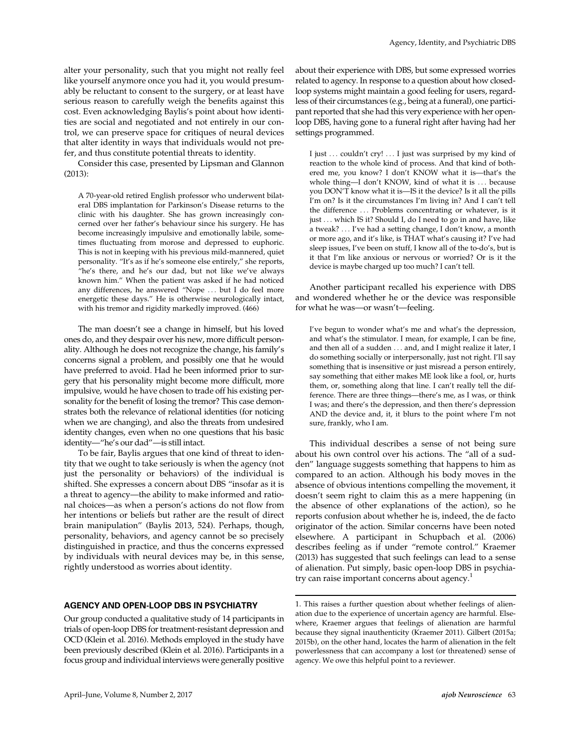alter your personality, such that you might not really feel like yourself anymore once you had it, you would presumably be reluctant to consent to the surgery, or at least have serious reason to carefully weigh the benefits against this cost. Even acknowledging Baylis's point about how identities are social and negotiated and not entirely in our control, we can preserve space for critiques of neural devices that alter identity in ways that individuals would not prefer, and thus constitute potential threats to identity.

Consider this case, presented by Lipsman and Glannon (2013):

> A 70-year-old retired English professor who underwent bilateral DBS implantation for Parkinson's Disease returns to the clinic with his daughter. She has grown increasingly concerned over her father's behaviour since his surgery. He has become increasingly impulsive and emotionally labile, sometimes fluctuating from morose and depressed to euphoric. This is not in keeping with his previous mild-mannered, quiet personality. "It's as if he's someone else entirely," she reports, "he's there, and he's our dad, but not like we've always known him." When the patient was asked if he had noticed any differences, he answered "Nope . . . but I do feel more energetic these days." He is otherwise neurologically intact, with his tremor and rigidity markedly improved. (466)

The man doesn't see a change in himself, but his loved ones do, and they despair over his new, more difficult personality. Although he does not recognize the change, his family's concerns signal a problem, and possibly one that he would have preferred to avoid. Had he been informed prior to surgery that his personality might become more difficult, more impulsive, would he have chosen to trade off his existing personality for the benefit of losing the tremor? This case demonstrates both the relevance of relational identities (for noticing when we are changing), and also the threats from undesired identity changes, even when no one questions that his basic identity—"he's our dad"—is still intact.

To be fair, Baylis argues that one kind of threat to identity that we ought to take seriously is when the agency (not just the personality or behaviors) of the individual is shifted. She expresses a concern about DBS "insofar as it is a threat to agency—the ability to make informed and rational choices—as when a person's actions do not flow from her intentions or beliefs but rather are the result of direct brain manipulation" (Baylis 2013, 524). Perhaps, though, personality, behaviors, and agency cannot be so precisely distinguished in practice, and thus the concerns expressed by individuals with neural devices may be, in this sense, rightly understood as worries about identity.

## AGENCY AND OPEN-LOOP DBS IN PSYCHIATRY

Our group conducted a qualitative study of 14 participants in trials of open-loop DBS for treatment-resistant depression and OCD (Klein et al. 2016). Methods employed in the study have been previously described (Klein et al. 2016). Participants in a focus group and individual interviews were generally positive about their experience with DBS, but some expressed worries related to agency. In response to a question about how closed-loop systems might maintain a good feeling for users, regardless of their circumstances (e.g., being at a funeral), one participant reported that she had this very experience with her open-loop DBS, having gone to a funeral right after having had her settings programmed.

> I just . . . couldn't cry! . . . I just was surprised by my kind of reaction to the whole kind of process. And that kind of bothered me, you know? I don't KNOW what it is—that's the whole thing—I don't KNOW, kind of what it is . . . because you DON'T know what it is—IS it the device? Is it all the pills I'm on? Is it the circumstances I'm living in? And I can't tell the difference . . . Problems concentrating or whatever, is it just . . . which IS it? Should I, do I need to go in and have, like a tweak? . . . I've had a setting change, I don't know, a month or more ago, and it's like, is THAT what's causing it? I've had sleep issues, I've been on stuff, I know all of the to-do's, but is it that I'm like anxious or nervous or worried? Or is it the device is maybe charged up too much? I can't tell.

Another participant recalled his experience with DBS and wondered whether he or the device was responsible for what he was—or wasn't—feeling.

> I've begun to wonder what's me and what's the depression, and what's the stimulator. I mean, for example, I can be fine, and then all of a sudden . . . and, and I might realize it later, I do something socially or interpersonally, just not right. I'll say something that is insensitive or just misread a person entirely, say something that either makes ME look like a fool, or, hurts them, or, something along that line. I can't really tell the difference. There are three things—there's me, as I was, or think I was; and there's the depression, and then there's depression AND the device and, it, it blurs to the point where I'm not sure, frankly, who I am.

This individual describes a sense of not being sure about his own control over his actions. The "all of a sudden" language suggests something that happens to him as compared to an action. Although his body moves in the absence of obvious intentions compelling the movement, it doesn't seem right to claim this as a mere happening (in the absence of other explanations of the action), so he reports confusion about whether he is, indeed, the de facto originator of the action. Similar concerns have been noted elsewhere. A participant in Schupbach et al. (2006) describes feeling as if under "remote control." Kraemer (2013) has suggested that such feelings can lead to a sense of alienation. Put simply, basic open-loop DBS in psychiatry can raise important concerns about agency.[1]

---

1. This raises a further question about whether feelings of alienation due to the experience of uncertain agency are harmful. Elsewhere, Kraemer argues that feelings of alienation are harmful because they signal inauthenticity (Kraemer 2011). Gilbert (2015a; 2015b), on the other hand, locates the harm of alienation in the felt powerlessness that can accompany a lost (or threatened) sense of agency. We owe this helpful point to a reviewer.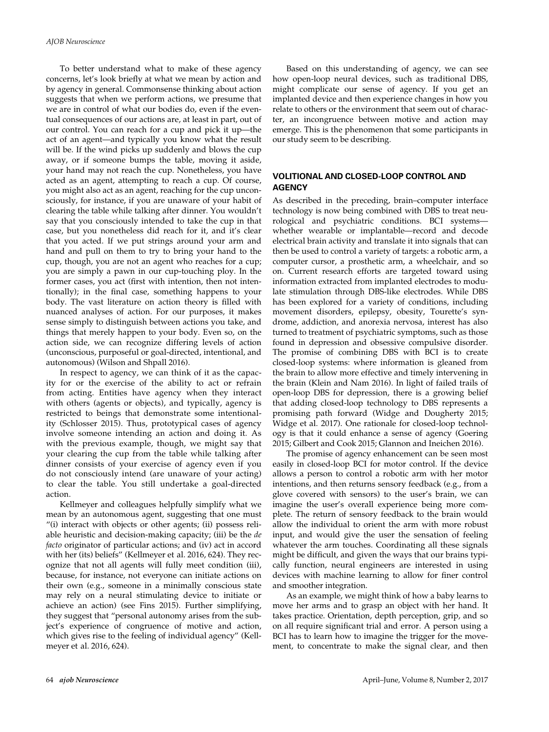To better understand what to make of these agency concerns, let's look briefly at what we mean by action and by agency in general. Commonsense thinking about action suggests that when we perform actions, we presume that we are in control of what our bodies do, even if the eventual consequences of our actions are, at least in part, out of our control. You can reach for a cup and pick it up—the act of an agent—and typically you know what the result will be. If the wind picks up suddenly and blows the cup away, or if someone bumps the table, moving it aside, your hand may not reach the cup. Nonetheless, you have acted as an agent, attempting to reach a cup. Of course, you might also act as an agent, reaching for the cup unconsciously, for instance, if you are unaware of your habit of clearing the table while talking after dinner. You wouldn't say that you consciously intended to take the cup in that case, but you nonetheless did reach for it, and it's clear that you acted. If we put strings around your arm and hand and pull on them to try to bring your hand to the cup, though, you are not an agent who reaches for a cup; you are simply a pawn in our cup-touching ploy. In the former cases, you act (first with intention, then not intentionally); in the final case, something happens to your body. The vast literature on action theory is filled with nuanced analyses of action. For our purposes, it makes sense simply to distinguish between actions you take, and things that merely happen to your body. Even so, on the action side, we can recognize differing levels of action (unconscious, purposeful or goal-directed, intentional, and autonomous) (Wilson and Shpall 2016).

In respect to agency, we can think of it as the capacity for or the exercise of the ability to act or refrain from acting. Entities have agency when they interact with others (agents or objects), and typically, agency is restricted to beings that demonstrate some intentionality (Schlosser 2015). Thus, prototypical cases of agency involve someone intending an action and doing it. As with the previous example, though, we might say that your clearing the cup from the table while talking after dinner consists of your exercise of agency even if you do not consciously intend (are unaware of your acting) to clear the table. You still undertake a goal-directed action.

Kellmeyer and colleagues helpfully simplify what we mean by an autonomous agent, suggesting that one must "(i) interact with objects or other agents; (ii) possess reliable heuristic and decision-making capacity; (iii) be the *de facto* originator of particular actions; and (iv) act in accord with her (its) beliefs" (Kellmeyer et al. 2016, 624). They recognize that not all agents will fully meet condition (iii), because, for instance, not everyone can initiate actions on their own (e.g., someone in a minimally conscious state may rely on a neural stimulating device to initiate or achieve an action) (see Fins 2015). Further simplifying, they suggest that "personal autonomy arises from the subject's experience of congruence of motive and action, which gives rise to the feeling of individual agency" (Kellmeyer et al. 2016, 624).

Based on this understanding of agency, we can see how open-loop neural devices, such as traditional DBS, might complicate our sense of agency. If you get an implanted device and then experience changes in how you relate to others or the environment that seem out of character, an incongruence between motive and action may emerge. This is the phenomenon that some participants in our study seem to be describing.

## VOLITIONAL AND CLOSED-LOOP CONTROL AND AGENCY

As described in the preceding, brain–computer interface technology is now being combined with DBS to treat neurological and psychiatric conditions. BCI systems—whether wearable or implantable—record and decode electrical brain activity and translate it into signals that can then be used to control a variety of targets: a robotic arm, a computer cursor, a prosthetic arm, a wheelchair, and so on. Current research efforts are targeted toward using information extracted from implanted electrodes to modulate stimulation through DBS-like electrodes. While DBS has been explored for a variety of conditions, including movement disorders, epilepsy, obesity, Tourette's syndrome, addiction, and anorexia nervosa, interest has also turned to treatment of psychiatric symptoms, such as those found in depression and obsessive compulsive disorder. The promise of combining DBS with BCI is to create closed-loop systems: where information is gleaned from the brain to allow more effective and timely intervening in the brain (Klein and Nam 2016). In light of failed trails of open-loop DBS for depression, there is a growing belief that adding closed-loop technology to DBS represents a promising path forward (Widge and Dougherty 2015; Widge et al. 2017). One rationale for closed-loop technology is that it could enhance a sense of agency (Goering 2015; Gilbert and Cook 2015; Glannon and Ineichen 2016).

The promise of agency enhancement can be seen most easily in closed-loop BCI for motor control. If the device allows a person to control a robotic arm with her motor intentions, and then returns sensory feedback (e.g., from a glove covered with sensors) to the user's brain, we can imagine the user's overall experience being more complete. The return of sensory feedback to the brain would allow the individual to orient the arm with more robust input, and would give the user the sensation of feeling whatever the arm touches. Coordinating all these signals might be difficult, and given the ways that our brains typically function, neural engineers are interested in using devices with machine learning to allow for finer control and smoother integration.

As an example, we might think of how a baby learns to move her arms and to grasp an object with her hand. It takes practice. Orientation, depth perception, grip, and so on all require significant trial and error. A person using a BCI has to learn how to imagine the trigger for the movement, to concentrate to make the signal clear, and then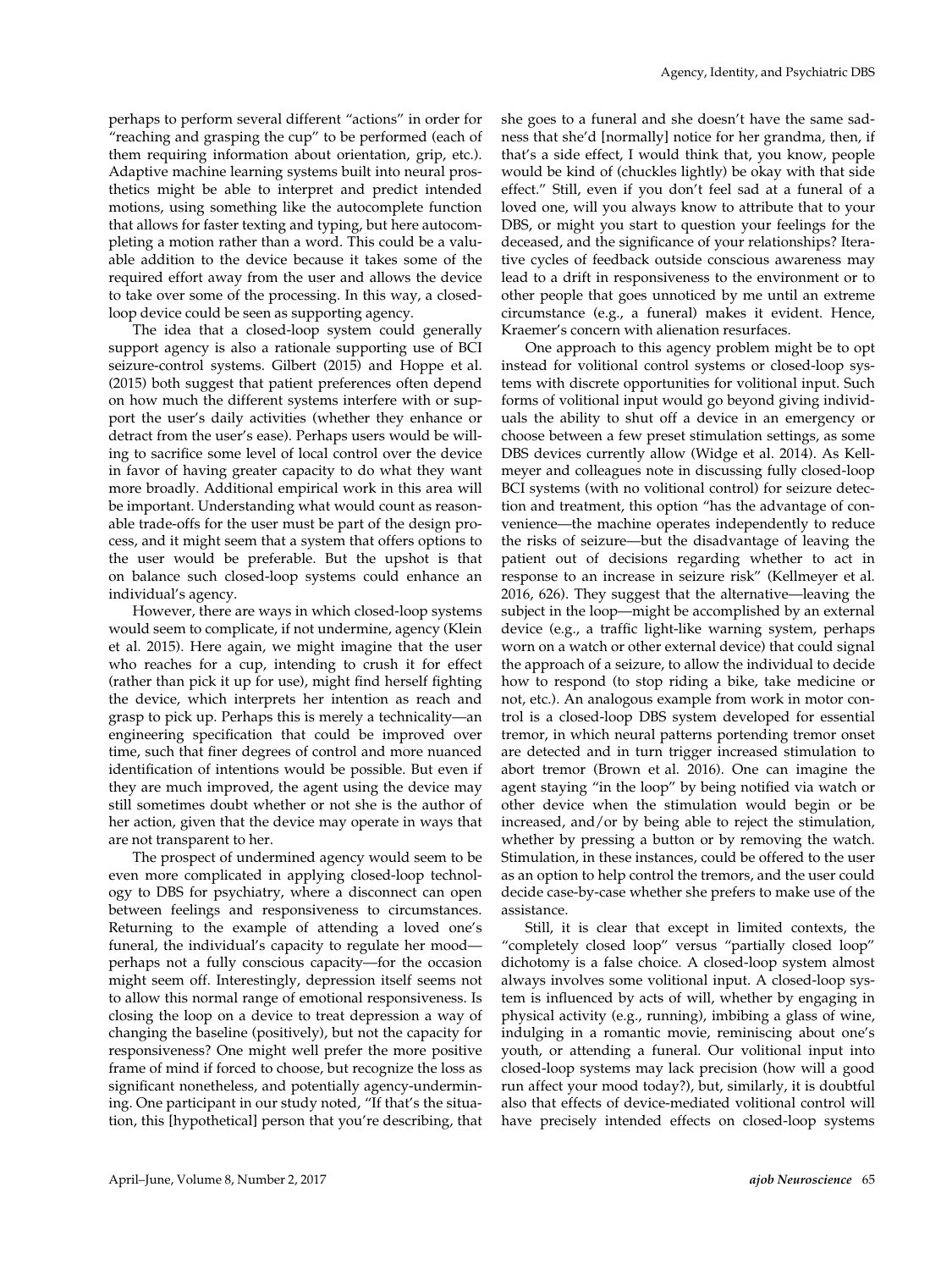perhaps to perform several different "actions" in order for "reaching and grasping the cup" to be performed (each of them requiring information about orientation, grip, etc.). Adaptive machine learning systems built into neural prosthetics might be able to interpret and predict intended motions, using something like the autocomplete function that allows for faster texting and typing, but here autocompleting a motion rather than a word. This could be a valuable addition to the device because it takes some of the required effort away from the user and allows the device to take over some of the processing. In this way, a closed-loop device could be seen as supporting agency.

The idea that a closed-loop system could generally support agency is also a rationale supporting use of BCI seizure-control systems. Gilbert (2015) and Hoppe et al. (2015) both suggest that patient preferences often depend on how much the different systems interfere with or support the user's daily activities (whether they enhance or detract from the user's ease). Perhaps users would be willing to sacrifice some level of local control over the device in favor of having greater capacity to do what they want more broadly. Additional empirical work in this area will be important. Understanding what would count as reasonable trade-offs for the user must be part of the design process, and it might seem that a system that offers options to the user would be preferable. But the upshot is that on balance such closed-loop systems could enhance an individual's agency.

However, there are ways in which closed-loop systems would seem to complicate, if not undermine, agency (Klein et al. 2015). Here again, we might imagine that the user who reaches for a cup, intending to crush it for effect (rather than pick it up for use), might find herself fighting the device, which interprets her intention as reach and grasp to pick up. Perhaps this is merely a technicality—an engineering specification that could be improved over time, such that finer degrees of control and more nuanced identification of intentions would be possible. But even if they are much improved, the agent using the device may still sometimes doubt whether or not she is the author of her action, given that the device may operate in ways that are not transparent to her.

The prospect of undermined agency would seem to be even more complicated in applying closed-loop technology to DBS for psychiatry, where a disconnect can open between feelings and responsiveness to circumstances. Returning to the example of attending a loved one's funeral, the individual's capacity to regulate her mood—perhaps not a fully conscious capacity—for the occasion might seem off. Interestingly, depression itself seems not to allow this normal range of emotional responsiveness. Is closing the loop on a device to treat depression a way of changing the baseline (positively), but not the capacity for responsiveness? One might well prefer the more positive frame of mind if forced to choose, but recognize the loss as significant nonetheless, and potentially agency-undermining. One participant in our study noted, "If that's the situation, this [hypothetical] person that you're describing, that she goes to a funeral and she doesn't have the same sadness that she'd [normally] notice for her grandma, then, if that's a side effect, I would think that, you know, people would be kind of (chuckles lightly) be okay with that side effect." Still, even if you don't feel sad at a funeral of a loved one, will you always know to attribute that to your DBS, or might you start to question your feelings for the deceased, and the significance of your relationships? Iterative cycles of feedback outside conscious awareness may lead to a drift in responsiveness to the environment or to other people that goes unnoticed by me until an extreme circumstance (e.g., a funeral) makes it evident. Hence, Kraemer's concern with alienation resurfaces.

One approach to this agency problem might be to opt instead for volitional control systems or closed-loop systems with discrete opportunities for volitional input. Such forms of volitional input would go beyond giving individuals the ability to shut off a device in an emergency or choose between a few preset stimulation settings, as some DBS devices currently allow (Widge et al. 2014). As Kellmeyer and colleagues note in discussing fully closed-loop BCI systems (with no volitional control) for seizure detection and treatment, this option "has the advantage of convenience—the machine operates independently to reduce the risks of seizure—but the disadvantage of leaving the patient out of decisions regarding whether to act in response to an increase in seizure risk" (Kellmeyer et al. 2016, 626). They suggest that the alternative—leaving the subject in the loop—might be accomplished by an external device (e.g., a traffic light-like warning system, perhaps worn on a watch or other external device) that could signal the approach of a seizure, to allow the individual to decide how to respond (to stop riding a bike, take medicine or not, etc.). An analogous example from work in motor control is a closed-loop DBS system developed for essential tremor, in which neural patterns portending tremor onset are detected and in turn trigger increased stimulation to abort tremor (Brown et al. 2016). One can imagine the agent staying "in the loop" by being notified via watch or other device when the stimulation would begin or be increased, and/or by being able to reject the stimulation, whether by pressing a button or by removing the watch. Stimulation, in these instances, could be offered to the user as an option to help control the tremors, and the user could decide case-by-case whether she prefers to make use of the assistance.

Still, it is clear that except in limited contexts, the "completely closed loop" versus "partially closed loop" dichotomy is a false choice. A closed-loop system almost always involves some volitional input. A closed-loop system is influenced by acts of will, whether by engaging in physical activity (e.g., running), imbibing a glass of wine, indulging in a romantic movie, reminiscing about one's youth, or attending a funeral. Our volitional input into closed-loop systems may lack precision (how will a good run affect your mood today?), but, similarly, it is doubtful also that effects of device-mediated volitional control will have precisely intended effects on closed-loop systems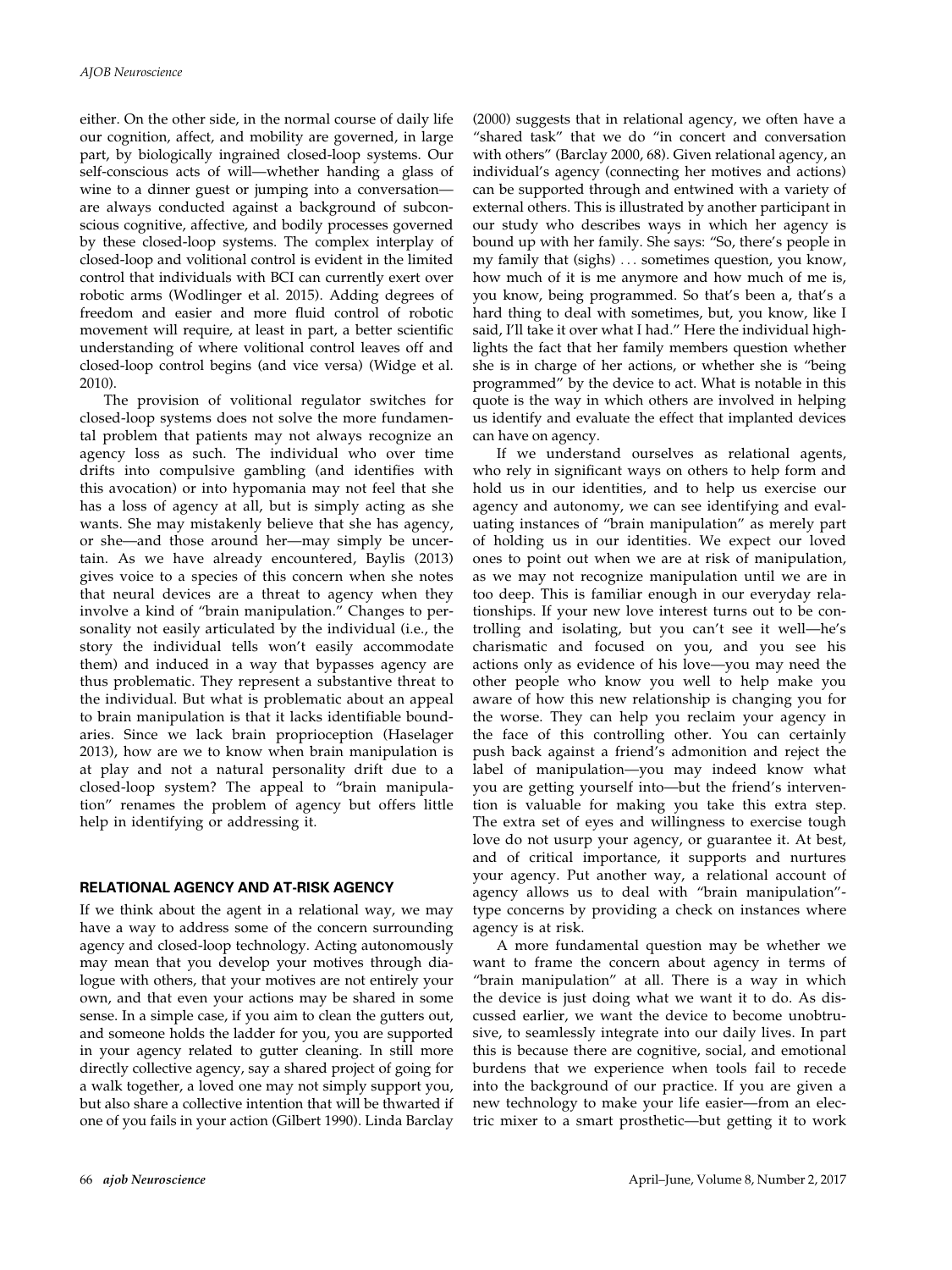either. On the other side, in the normal course of daily life our cognition, affect, and mobility are governed, in large part, by biologically ingrained closed-loop systems. Our self-conscious acts of will—whether handing a glass of wine to a dinner guest or jumping into a conversation—are always conducted against a background of subconscious cognitive, affective, and bodily processes governed by these closed-loop systems. The complex interplay of closed-loop and volitional control is evident in the limited control that individuals with BCI can currently exert over robotic arms (Wodlinger et al. 2015). Adding degrees of freedom and easier and more fluid control of robotic movement will require, at least in part, a better scientific understanding of where volitional control leaves off and closed-loop control begins (and vice versa) (Widge et al. 2010).

The provision of volitional regulator switches for closed-loop systems does not solve the more fundamental problem that patients may not always recognize an agency loss as such. The individual who over time drifts into compulsive gambling (and identifies with this avocation) or into hypomania may not feel that she has a loss of agency at all, but is simply acting as she wants. She may mistakenly believe that she has agency, or she—and those around her—may simply be uncertain. As we have already encountered, Baylis (2013) gives voice to a species of this concern when she notes that neural devices are a threat to agency when they involve a kind of "brain manipulation." Changes to personality not easily articulated by the individual (i.e., the story the individual tells won't easily accommodate them) and induced in a way that bypasses agency are thus problematic. They represent a substantive threat to the individual. But what is problematic about an appeal to brain manipulation is that it lacks identifiable boundaries. Since we lack brain proprioception (Haselager 2013), how are we to know when brain manipulation is at play and not a natural personality drift due to a closed-loop system? The appeal to "brain manipulation" renames the problem of agency but offers little help in identifying or addressing it.

## RELATIONAL AGENCY AND AT-RISK AGENCY

If we think about the agent in a relational way, we may have a way to address some of the concern surrounding agency and closed-loop technology. Acting autonomously may mean that you develop your motives through dialogue with others, that your motives are not entirely your own, and that even your actions may be shared in some sense. In a simple case, if you aim to clean the gutters out, and someone holds the ladder for you, you are supported in your agency related to gutter cleaning. In still more directly collective agency, say a shared project of going for a walk together, a loved one may not simply support you, but also share a collective intention that will be thwarted if one of you fails in your action (Gilbert 1990). Linda Barclay (2000) suggests that in relational agency, we often have a "shared task" that we do "in concert and conversation with others" (Barclay 2000, 68). Given relational agency, an individual's agency (connecting her motives and actions) can be supported through and entwined with a variety of external others. This is illustrated by another participant in our study who describes ways in which her agency is bound up with her family. She says: "So, there's people in my family that (sighs) ... sometimes question, you know, how much of it is me anymore and how much of me is, you know, being programmed. So that's been a, that's a hard thing to deal with sometimes, but, you know, like I said, I'll take it over what I had." Here the individual highlights the fact that her family members question whether she is in charge of her actions, or whether she is "being programmed" by the device to act. What is notable in this quote is the way in which others are involved in helping us identify and evaluate the effect that implanted devices can have on agency.

If we understand ourselves as relational agents, who rely in significant ways on others to help form and hold us in our identities, and to help us exercise our agency and autonomy, we can see identifying and evaluating instances of "brain manipulation" as merely part of holding us in our identities. We expect our loved ones to point out when we are at risk of manipulation, as we may not recognize manipulation until we are in too deep. This is familiar enough in our everyday relationships. If your new love interest turns out to be controlling and isolating, but you can't see it well—he's charismatic and focused on you, and you see his actions only as evidence of his love—you may need the other people who know you well to help make you aware of how this new relationship is changing you for the worse. They can help you reclaim your agency in the face of this controlling other. You can certainly push back against a friend's admonition and reject the label of manipulation—you may indeed know what you are getting yourself into—but the friend's intervention is valuable for making you take this extra step. The extra set of eyes and willingness to exercise tough love do not usurp your agency, or guarantee it. At best, and of critical importance, it supports and nurtures your agency. Put another way, a relational account of agency allows us to deal with "brain manipulation"-type concerns by providing a check on instances where agency is at risk.

A more fundamental question may be whether we want to frame the concern about agency in terms of "brain manipulation" at all. There is a way in which the device is just doing what we want it to do. As discussed earlier, we want the device to become unobtrusive, to seamlessly integrate into our daily lives. In part this is because there are cognitive, social, and emotional burdens that we experience when tools fail to recede into the background of our practice. If you are given a new technology to make your life easier—from an electric mixer to a smart prosthetic—but getting it to work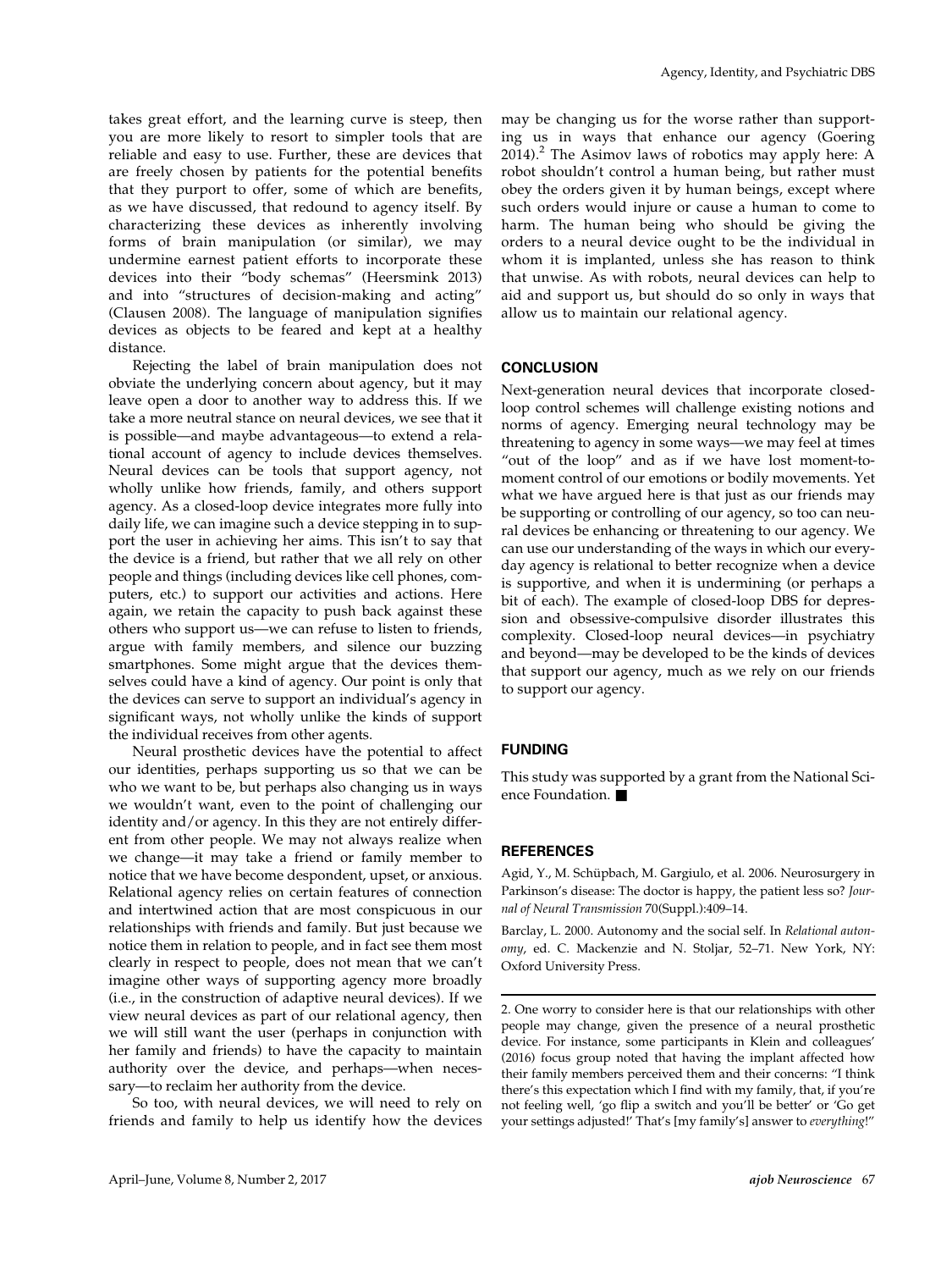takes great effort, and the learning curve is steep, then you are more likely to resort to simpler tools that are reliable and easy to use. Further, these are devices that are freely chosen by patients for the potential benefits that they purport to offer, some of which are benefits, as we have discussed, that redound to agency itself. By characterizing these devices as inherently involving forms of brain manipulation (or similar), we may undermine earnest patient efforts to incorporate these devices into their "body schemas" (Heersmink 2013) and into "structures of decision-making and acting" (Clausen 2008). The language of manipulation signifies devices as objects to be feared and kept at a healthy distance.

Rejecting the label of brain manipulation does not obviate the underlying concern about agency, but it may leave open a door to another way to address this. If we take a more neutral stance on neural devices, we see that it is possible—and maybe advantageous—to extend a relational account of agency to include devices themselves. Neural devices can be tools that support agency, not wholly unlike how friends, family, and others support agency. As a closed-loop device integrates more fully into daily life, we can imagine such a device stepping in to support the user in achieving her aims. This isn't to say that the device is a friend, but rather that we all rely on other people and things (including devices like cell phones, computers, etc.) to support our activities and actions. Here again, we retain the capacity to push back against these others who support us—we can refuse to listen to friends, argue with family members, and silence our buzzing smartphones. Some might argue that the devices themselves could have a kind of agency. Our point is only that the devices can serve to support an individual's agency in significant ways, not wholly unlike the kinds of support the individual receives from other agents.

Neural prosthetic devices have the potential to affect our identities, perhaps supporting us so that we can be who we want to be, but perhaps also changing us in ways we wouldn't want, even to the point of challenging our identity and/or agency. In this they are not entirely different from other people. We may not always realize when we change—it may take a friend or family member to notice that we have become despondent, upset, or anxious. Relational agency relies on certain features of connection and intertwined action that are most conspicuous in our relationships with friends and family. But just because we notice them in relation to people, and in fact see them most clearly in respect to people, does not mean that we can't imagine other ways of supporting agency more broadly (i.e., in the construction of adaptive neural devices). If we view neural devices as part of our relational agency, then we will still want the user (perhaps in conjunction with her family and friends) to have the capacity to maintain authority over the device, and perhaps—when necessary—to reclaim her authority from the device.

So too, with neural devices, we will need to rely on friends and family to help us identify how the devices may be changing us for the worse rather than supporting us in ways that enhance our agency (Goering 2014).[2] The Asimov laws of robotics may apply here: A robot shouldn't control a human being, but rather must obey the orders given it by human beings, except where such orders would injure or cause a human to come to harm. The human being who should be giving the orders to a neural device ought to be the individual in whom it is implanted, unless she has reason to think that unwise. As with robots, neural devices can help to aid and support us, but should do so only in ways that allow us to maintain our relational agency.

## CONCLUSION

Next-generation neural devices that incorporate closed-loop control schemes will challenge existing notions and norms of agency. Emerging neural technology may be threatening to agency in some ways—we may feel at times "out of the loop" and as if we have lost moment-to-moment control of our emotions or bodily movements. Yet what we have argued here is that just as our friends may be supporting or controlling of our agency, so too can neural devices be enhancing or threatening to our agency. We can use our understanding of the ways in which our everyday agency is relational to better recognize when a device is supportive, and when it is undermining (or perhaps a bit of each). The example of closed-loop DBS for depression and obsessive-compulsive disorder illustrates this complexity. Closed-loop neural devices—in psychiatry and beyond—may be developed to be the kinds of devices that support our agency, much as we rely on our friends to support our agency.

## FUNDING

This study was supported by a grant from the National Science Foundation. ■

## REFERENCES

Agid, Y., M. Schüpbach, M. Gargiulo, et al. 2006. Neurosurgery in Parkinson's disease: The doctor is happy, the patient less so? *Journal of Neural Transmission* 70(Suppl.):409–14.

Barclay, L. 2000. Autonomy and the social self. In *Relational autonomy*, ed. C. Mackenzie and N. Stoljar, 52–71. New York, NY: Oxford University Press.

---

2. One worry to consider here is that our relationships with other people may change, given the presence of a neural prosthetic device. For instance, some participants in Klein and colleagues' (2016) focus group noted that having the implant affected how their family members perceived them and their concerns: "I think there's this expectation which I find with my family, that, if you're not feeling well, 'go flip a switch and you'll be better' or 'Go get your settings adjusted!' That's [my family's] answer to *everything*!"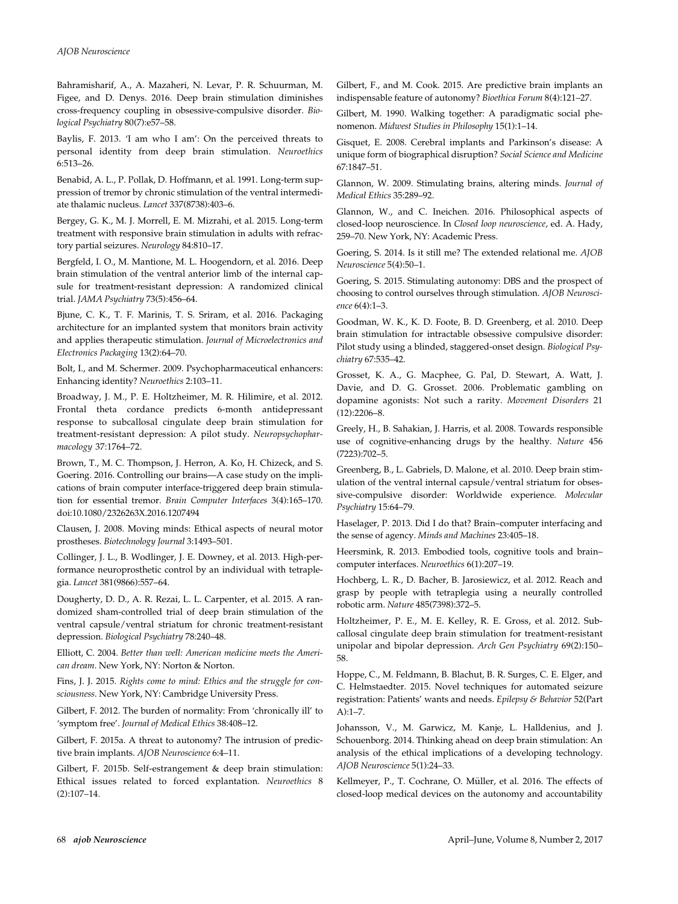Bahramisharif, A., A. Mazaheri, N. Levar, P. R. Schuurman, M. Figee, and D. Denys. 2016. Deep brain stimulation diminishes cross-frequency coupling in obsessive-compulsive disorder. *Biological Psychiatry* 80(7):e57–58.

Baylis, F. 2013. 'I am who I am': On the perceived threats to personal identity from deep brain stimulation. *Neuroethics* 6:513–26.

Benabid, A. L., P. Pollak, D. Hoffmann, et al. 1991. Long-term suppression of tremor by chronic stimulation of the ventral intermediate thalamic nucleus. *Lancet* 337(8738):403–6.

Bergey, G. K., M. J. Morrell, E. M. Mizrahi, et al. 2015. Long-term treatment with responsive brain stimulation in adults with refractory partial seizures. *Neurology* 84:810–17.

Bergfeld, I. O., M. Mantione, M. L. Hoogendorn, et al. 2016. Deep brain stimulation of the ventral anterior limb of the internal capsule for treatment-resistant depression: A randomized clinical trial. *JAMA Psychiatry* 73(5):456–64.

Bjune, C. K., T. F. Marinis, T. S. Sriram, et al. 2016. Packaging architecture for an implanted system that monitors brain activity and applies therapeutic stimulation. *Journal of Microelectronics and Electronics Packaging* 13(2):64–70.

Bolt, I., and M. Schermer. 2009. Psychopharmaceutical enhancers: Enhancing identity? *Neuroethics* 2:103–11.

Broadway, J. M., P. E. Holtzheimer, M. R. Hilimire, et al. 2012. Frontal theta cordance predicts 6-month antidepressant response to subcallosal cingulate deep brain stimulation for treatment-resistant depression: A pilot study. *Neuropsychopharmacology* 37:1764–72.

Brown, T., M. C. Thompson, J. Herron, A. Ko, H. Chizeck, and S. Goering. 2016. Controlling our brains—A case study on the implications of brain computer interface-triggered deep brain stimulation for essential tremor. *Brain Computer Interfaces* 3(4):165–170. doi:10.1080/2326263X.2016.1207494

Clausen, J. 2008. Moving minds: Ethical aspects of neural motor prostheses. *Biotechnology Journal* 3:1493–501.

Collinger, J. L., B. Wodlinger, J. E. Downey, et al. 2013. High-performance neuroprosthetic control by an individual with tetraplegia. *Lancet* 381(9866):557–64.

Dougherty, D. D., A. R. Rezai, L. L. Carpenter, et al. 2015. A randomized sham-controlled trial of deep brain stimulation of the ventral capsule/ventral striatum for chronic treatment-resistant depression. *Biological Psychiatry* 78:240–48.

Elliott, C. 2004. *Better than well: American medicine meets the American dream*. New York, NY: Norton & Norton.

Fins, J. J. 2015. *Rights come to mind: Ethics and the struggle for consciousness*. New York, NY: Cambridge University Press.

Gilbert, F. 2012. The burden of normality: From 'chronically ill' to 'symptom free'. *Journal of Medical Ethics* 38:408–12.

Gilbert, F. 2015a. A threat to autonomy? The intrusion of predictive brain implants. *AJOB Neuroscience* 6:4–11.

Gilbert, F. 2015b. Self-estrangement & deep brain stimulation: Ethical issues related to forced explantation. *Neuroethics* 8 (2):107–14.

Gilbert, F., and M. Cook. 2015. Are predictive brain implants an indispensable feature of autonomy? *Bioethica Forum* 8(4):121–27.

Gilbert, M. 1990. Walking together: A paradigmatic social phenomenon. *Midwest Studies in Philosophy* 15(1):1–14.

Gisquet, E. 2008. Cerebral implants and Parkinson's disease: A unique form of biographical disruption? *Social Science and Medicine* 67:1847–51.

Glannon, W. 2009. Stimulating brains, altering minds. *Journal of Medical Ethics* 35:289–92.

Glannon, W., and C. Ineichen. 2016. Philosophical aspects of closed-loop neuroscience. In *Closed loop neuroscience*, ed. A. Hady, 259–70. New York, NY: Academic Press.

Goering, S. 2014. Is it still me? The extended relational me. *AJOB Neuroscience* 5(4):50–1.

Goering, S. 2015. Stimulating autonomy: DBS and the prospect of choosing to control ourselves through stimulation. *AJOB Neuroscience* 6(4):1–3.

Goodman, W. K., K. D. Foote, B. D. Greenberg, et al. 2010. Deep brain stimulation for intractable obsessive compulsive disorder: Pilot study using a blinded, staggered-onset design. *Biological Psychiatry* 67:535–42.

Grosset, K. A., G. Macphee, G. Pal, D. Stewart, A. Watt, J. Davie, and D. G. Grosset. 2006. Problematic gambling on dopamine agonists: Not such a rarity. *Movement Disorders* 21 (12):2206–8.

Greely, H., B. Sahakian, J. Harris, et al. 2008. Towards responsible use of cognitive-enhancing drugs by the healthy. *Nature* 456 (7223):702–5.

Greenberg, B., L. Gabriels, D. Malone, et al. 2010. Deep brain stimulation of the ventral internal capsule/ventral striatum for obsessive-compulsive disorder: Worldwide experience. *Molecular Psychiatry* 15:64–79.

Haselager, P. 2013. Did I do that? Brain–computer interfacing and the sense of agency. *Minds and Machines* 23:405–18.

Heersmink, R. 2013. Embodied tools, cognitive tools and brain–computer interfaces. *Neuroethics* 6(1):207–19.

Hochberg, L. R., D. Bacher, B. Jarosiewicz, et al. 2012. Reach and grasp by people with tetraplegia using a neurally controlled robotic arm. *Nature* 485(7398):372–5.

Holtzheimer, P. E., M. E. Kelley, R. E. Gross, et al. 2012. Subcallosal cingulate deep brain stimulation for treatment-resistant unipolar and bipolar depression. *Arch Gen Psychiatry* 69(2):150–58.

Hoppe, C., M. Feldmann, B. Blachut, B. R. Surges, C. E. Elger, and C. Helmstaedter. 2015. Novel techniques for automated seizure registration: Patients' wants and needs. *Epilepsy & Behavior* 52(Part A):1–7.

Johansson, V., M. Garwicz, M. Kanje, L. Halldenius, and J. Schouenborg. 2014. Thinking ahead on deep brain stimulation: An analysis of the ethical implications of a developing technology. *AJOB Neuroscience* 5(1):24–33.

Kellmeyer, P., T. Cochrane, O. Müller, et al. 2016. The effects of closed-loop medical devices on the autonomy and accountability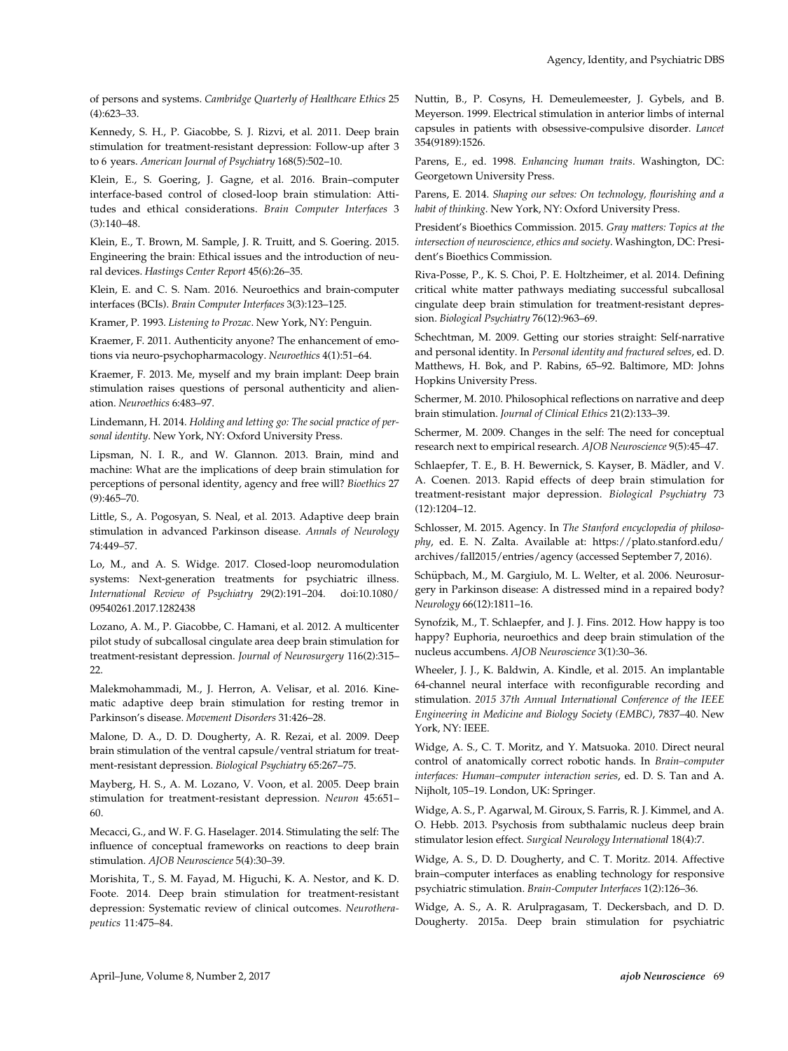of persons and systems. *Cambridge Quarterly of Healthcare Ethics* 25 (4):623–33.

Kennedy, S. H., P. Giacobbe, S. J. Rizvi, et al. 2011. Deep brain stimulation for treatment-resistant depression: Follow-up after 3 to 6 years. *American Journal of Psychiatry* 168(5):502–10.

Klein, E., S. Goering, J. Gagne, et al. 2016. Brain–computer interface-based control of closed-loop brain stimulation: Attitudes and ethical considerations. *Brain Computer Interfaces* 3 (3):140–48.

Klein, E., T. Brown, M. Sample, J. R. Truitt, and S. Goering. 2015. Engineering the brain: Ethical issues and the introduction of neural devices. *Hastings Center Report* 45(6):26–35.

Klein, E. and C. S. Nam. 2016. Neuroethics and brain-computer interfaces (BCIs). *Brain Computer Interfaces* 3(3):123–125.

Kramer, P. 1993. *Listening to Prozac*. New York, NY: Penguin.

Kraemer, F. 2011. Authenticity anyone? The enhancement of emotions via neuro-psychopharmacology. *Neuroethics* 4(1):51–64.

Kraemer, F. 2013. Me, myself and my brain implant: Deep brain stimulation raises questions of personal authenticity and alienation. *Neuroethics* 6:483–97.

Lindemann, H. 2014. *Holding and letting go: The social practice of personal identity*. New York, NY: Oxford University Press.

Lipsman, N. I. R., and W. Glannon. 2013. Brain, mind and machine: What are the implications of deep brain stimulation for perceptions of personal identity, agency and free will? *Bioethics* 27 (9):465–70.

Little, S., A. Pogosyan, S. Neal, et al. 2013. Adaptive deep brain stimulation in advanced Parkinson disease. *Annals of Neurology* 74:449–57.

Lo, M., and A. S. Widge. 2017. Closed-loop neuromodulation systems: Next-generation treatments for psychiatric illness. *International Review of Psychiatry* 29(2):191–204. doi:10.1080/09540261.2017.1282438

Lozano, A. M., P. Giacobbe, C. Hamani, et al. 2012. A multicenter pilot study of subcallosal cingulate area deep brain stimulation for treatment-resistant depression. *Journal of Neurosurgery* 116(2):315–22.

Malekmohammadi, M., J. Herron, A. Velisar, et al. 2016. Kinematic adaptive deep brain stimulation for resting tremor in Parkinson's disease. *Movement Disorders* 31:426–28.

Malone, D. A., D. D. Dougherty, A. R. Rezai, et al. 2009. Deep brain stimulation of the ventral capsule/ventral striatum for treatment-resistant depression. *Biological Psychiatry* 65:267–75.

Mayberg, H. S., A. M. Lozano, V. Voon, et al. 2005. Deep brain stimulation for treatment-resistant depression. *Neuron* 45:651–60.

Mecacci, G., and W. F. G. Haselager. 2014. Stimulating the self: The influence of conceptual frameworks on reactions to deep brain stimulation. *AJOB Neuroscience* 5(4):30–39.

Morishita, T., S. M. Fayad, M. Higuchi, K. A. Nestor, and K. D. Foote. 2014. Deep brain stimulation for treatment-resistant depression: Systematic review of clinical outcomes. *Neurotherapeutics* 11:475–84.

Nuttin, B., P. Cosyns, H. Demeulemeester, J. Gybels, and B. Meyerson. 1999. Electrical stimulation in anterior limbs of internal capsules in patients with obsessive-compulsive disorder. *Lancet* 354(9189):1526.

Parens, E., ed. 1998. *Enhancing human traits*. Washington, DC: Georgetown University Press.

Parens, E. 2014. *Shaping our selves: On technology, flourishing and a habit of thinking*. New York, NY: Oxford University Press.

President's Bioethics Commission. 2015. *Gray matters: Topics at the intersection of neuroscience, ethics and society*. Washington, DC: President's Bioethics Commission.

Riva-Posse, P., K. S. Choi, P. E. Holtzheimer, et al. 2014. Defining critical white matter pathways mediating successful subcallosal cingulate deep brain stimulation for treatment-resistant depression. *Biological Psychiatry* 76(12):963–69.

Schechtman, M. 2009. Getting our stories straight: Self-narrative and personal identity. In *Personal identity and fractured selves*, ed. D. Matthews, H. Bok, and P. Rabins, 65–92. Baltimore, MD: Johns Hopkins University Press.

Schermer, M. 2010. Philosophical reflections on narrative and deep brain stimulation. *Journal of Clinical Ethics* 21(2):133–39.

Schermer, M. 2009. Changes in the self: The need for conceptual research next to empirical research. *AJOB Neuroscience* 9(5):45–47.

Schlaepfer, T. E., B. H. Bewernick, S. Kayser, B. Mädler, and V. A. Coenen. 2013. Rapid effects of deep brain stimulation for treatment-resistant major depression. *Biological Psychiatry* 73 (12):1204–12.

Schlosser, M. 2015. Agency. In *The Stanford encyclopedia of philosophy*, ed. E. N. Zalta. Available at: https://plato.stanford.edu/archives/fall2015/entries/agency (accessed September 7, 2016).

Schüpbach, M., M. Gargiulo, M. L. Welter, et al. 2006. Neurosurgery in Parkinson disease: A distressed mind in a repaired body? *Neurology* 66(12):1811–16.

Synofzik, M., T. Schlaepfer, and J. J. Fins. 2012. How happy is too happy? Euphoria, neuroethics and deep brain stimulation of the nucleus accumbens. *AJOB Neuroscience* 3(1):30–36.

Wheeler, J. J., K. Baldwin, A. Kindle, et al. 2015. An implantable 64-channel neural interface with reconfigurable recording and stimulation. *2015 37th Annual International Conference of the IEEE Engineering in Medicine and Biology Society (EMBC)*, 7837–40. New York, NY: IEEE.

Widge, A. S., C. T. Moritz, and Y. Matsuoka. 2010. Direct neural control of anatomically correct robotic hands. In *Brain–computer interfaces: Human–computer interaction series*, ed. D. S. Tan and A. Nijholt, 105–19. London, UK: Springer.

Widge, A. S., P. Agarwal, M. Giroux, S. Farris, R. J. Kimmel, and A. O. Hebb. 2013. Psychosis from subthalamic nucleus deep brain stimulator lesion effect. *Surgical Neurology International* 18(4):7.

Widge, A. S., D. D. Dougherty, and C. T. Moritz. 2014. Affective brain–computer interfaces as enabling technology for responsive psychiatric stimulation. *Brain-Computer Interfaces* 1(2):126–36.

Widge, A. S., A. R. Arulpragasam, T. Deckersbach, and D. D. Dougherty. 2015a. Deep brain stimulation for psychiatric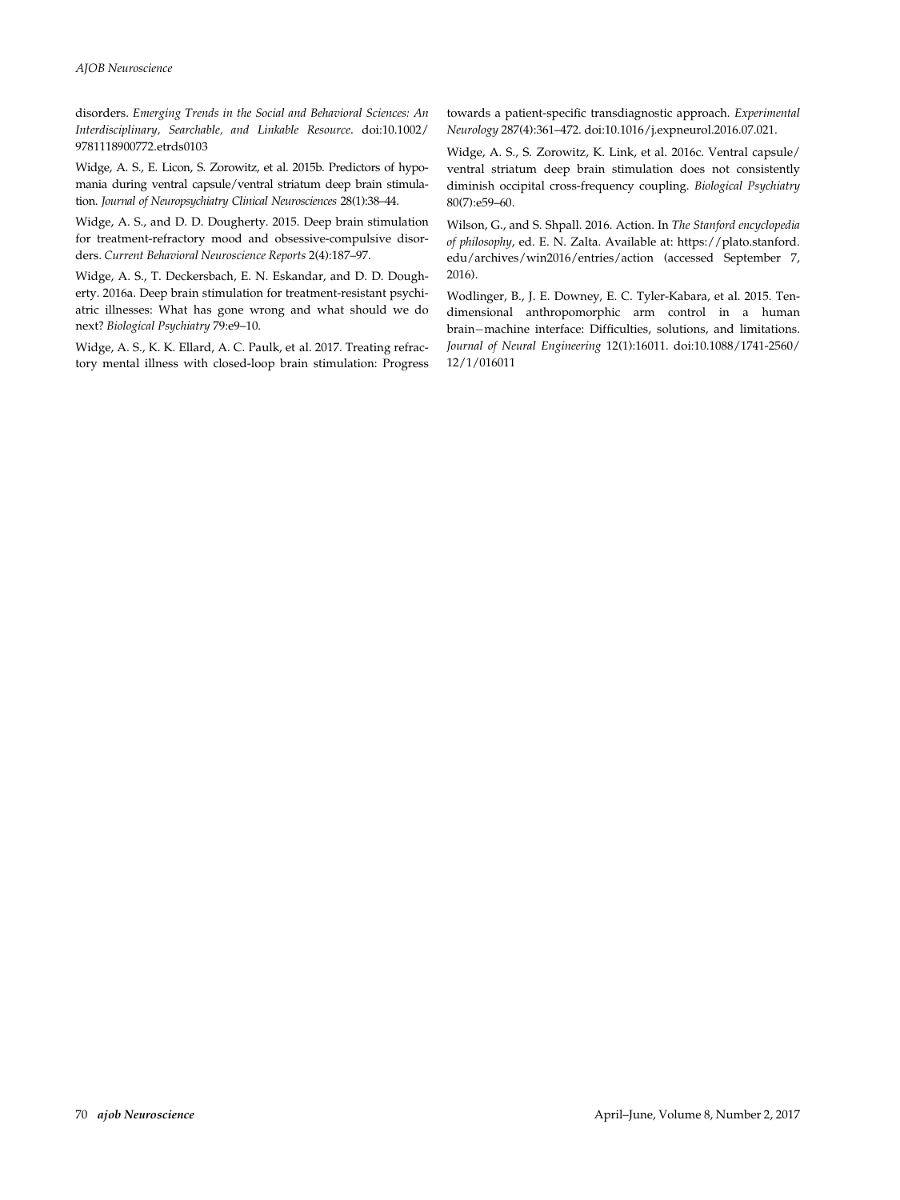disorders. *Emerging Trends in the Social and Behavioral Sciences: An Interdisciplinary, Searchable, and Linkable Resource*. doi:10.1002/9781118900772.etrds0103

Widge, A. S., E. Licon, S. Zorowitz, et al. 2015b. Predictors of hypomania during ventral capsule/ventral striatum deep brain stimulation. *Journal of Neuropsychiatry Clinical Neurosciences* 28(1):38–44.

Widge, A. S., and D. D. Dougherty. 2015. Deep brain stimulation for treatment-refractory mood and obsessive-compulsive disorders. *Current Behavioral Neuroscience Reports* 2(4):187–97.

Widge, A. S., T. Deckersbach, E. N. Eskandar, and D. D. Dougherty. 2016a. Deep brain stimulation for treatment-resistant psychiatric illnesses: What has gone wrong and what should we do next? *Biological Psychiatry* 79:e9–10.

Widge, A. S., K. K. Ellard, A. C. Paulk, et al. 2017. Treating refractory mental illness with closed-loop brain stimulation: Progress towards a patient-specific transdiagnostic approach. *Experimental Neurology* 287(4):361–472. doi:10.1016/j.expneurol.2016.07.021.

Widge, A. S., S. Zorowitz, K. Link, et al. 2016c. Ventral capsule/ventral striatum deep brain stimulation does not consistently diminish occipital cross-frequency coupling. *Biological Psychiatry* 80(7):e59–60.

Wilson, G., and S. Shpall. 2016. Action. In *The Stanford encyclopedia of philosophy*, ed. E. N. Zalta. Available at: https://plato.stanford.edu/archives/win2016/entries/action (accessed September 7, 2016).

Wodlinger, B., J. E. Downey, E. C. Tyler-Kabara, et al. 2015. Ten-dimensional anthropomorphic arm control in a human brain−machine interface: Difficulties, solutions, and limitations. *Journal of Neural Engineering* 12(1):16011. doi:10.1088/1741-2560/12/1/016011